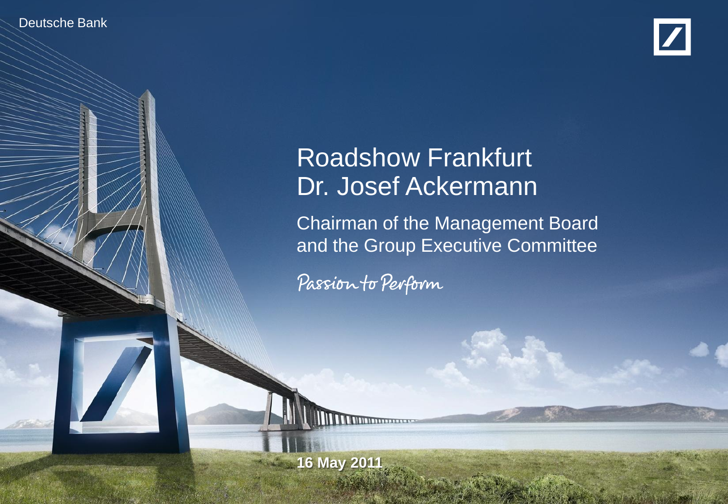Deutsche Bank

# Roadshow Frankfurt
# Dr. Josef Ackermann

Chairman of the Management Board and the Group Executive Committee

Passion to Perform

**16 May 2011**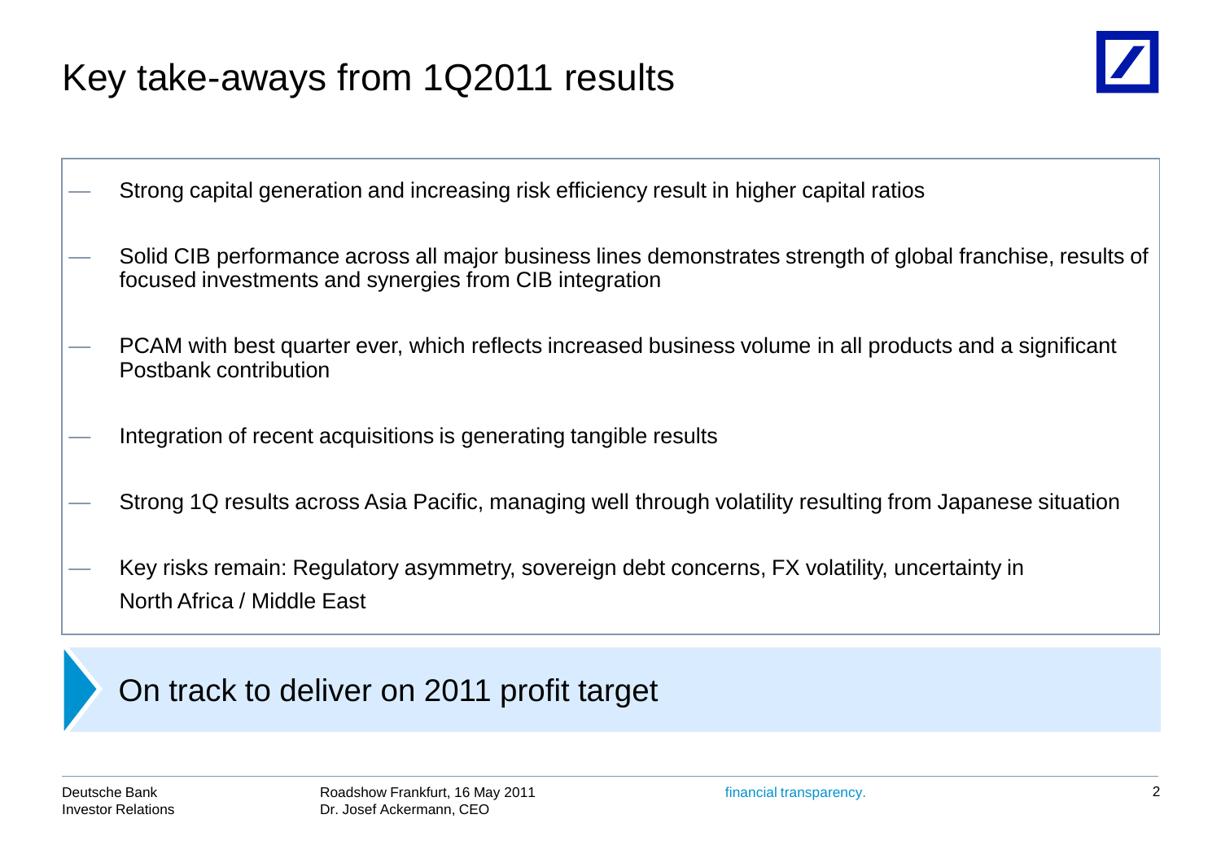# Key take-aways from 1Q2011 results

- Strong capital generation and increasing risk efficiency result in higher capital ratios
- Solid CIB performance across all major business lines demonstrates strength of global franchise, results of focused investments and synergies from CIB integration
- PCAM with best quarter ever, which reflects increased business volume in all products and a significant Postbank contribution
- Integration of recent acquisitions is generating tangible results
- Strong 1Q results across Asia Pacific, managing well through volatility resulting from Japanese situation
- Key risks remain: Regulatory asymmetry, sovereign debt concerns, FX volatility, uncertainty in North Africa / Middle East

**On track to deliver on 2011 profit target**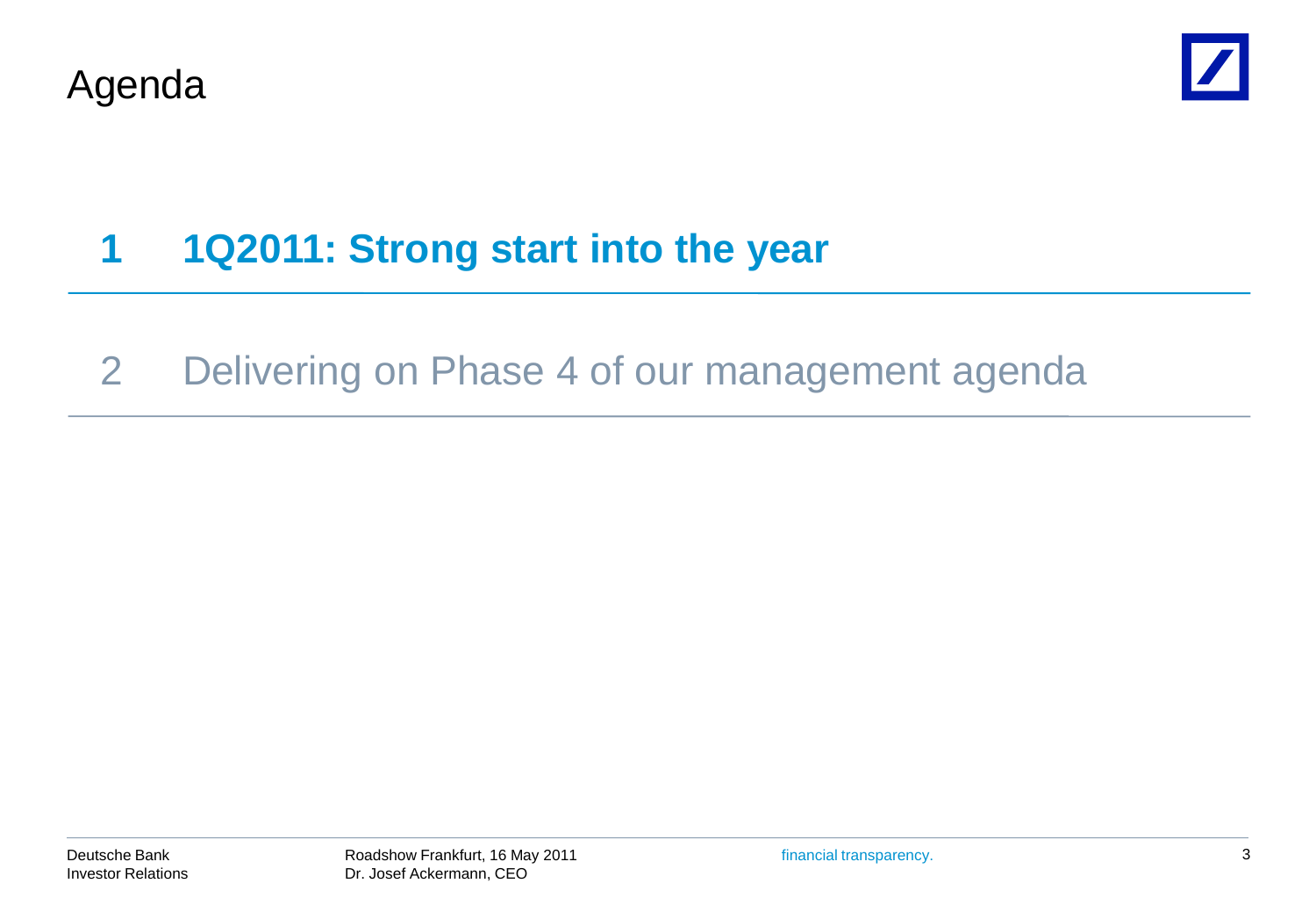# Agenda

**1 1Q2011: Strong start into the year**

2 Delivering on Phase 4 of our management agenda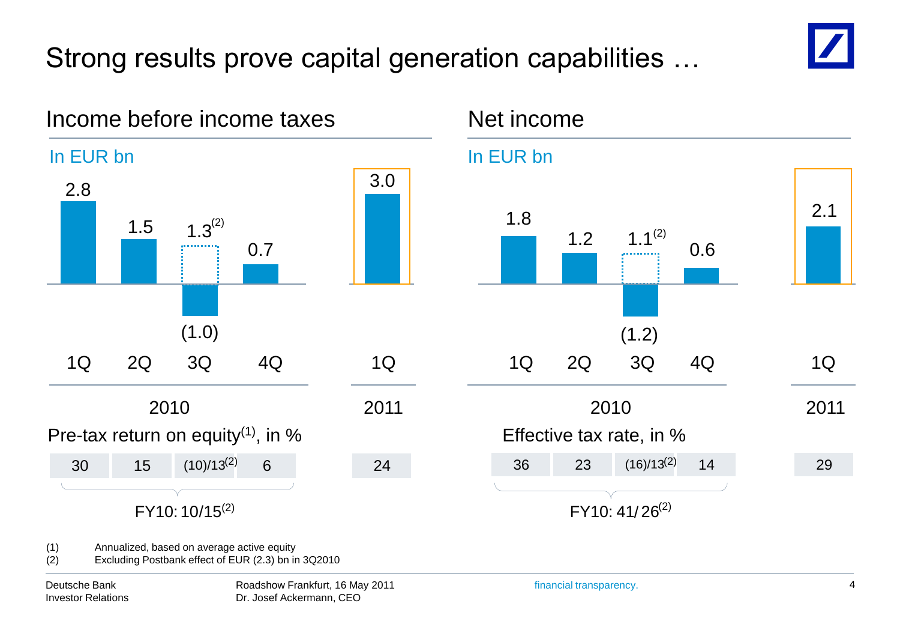# Strong results prove capital generation capabilities …

## Income before income taxes

In EUR bn

| | 1Q 2010 | 2Q 2010 | 3Q 2010 | 4Q 2010 | 1Q 2011 |
|---|---|---|---|---|---|
| Income before income taxes | 2.8 | 1.5 | (1.0) / 1.3[2] | 0.7 | 3.0 |
| Pre-tax return on equity[1], in % | 30 | 15 | (10)/13[2] | 6 | 24 |

FY10: 10/15[2]

## Net income

In EUR bn

| | 1Q 2010 | 2Q 2010 | 3Q 2010 | 4Q 2010 | 1Q 2011 |
|---|---|---|---|---|---|
| Net income | 1.8 | 1.2 | (1.2) / 1.1[2] | 0.6 | 2.1 |
| Effective tax rate, in % | 36 | 23 | (16)/13[2] | 14 | 29 |

FY10: 41/26[2]

(1) Annualized, based on average active equity

(2) Excluding Postbank effect of EUR (2.3) bn in 3Q2010

Deutsche Bank Investor Relations

Roadshow Frankfurt, 16 May 2011
Dr. Josef Ackermann, CEO

financial transparency.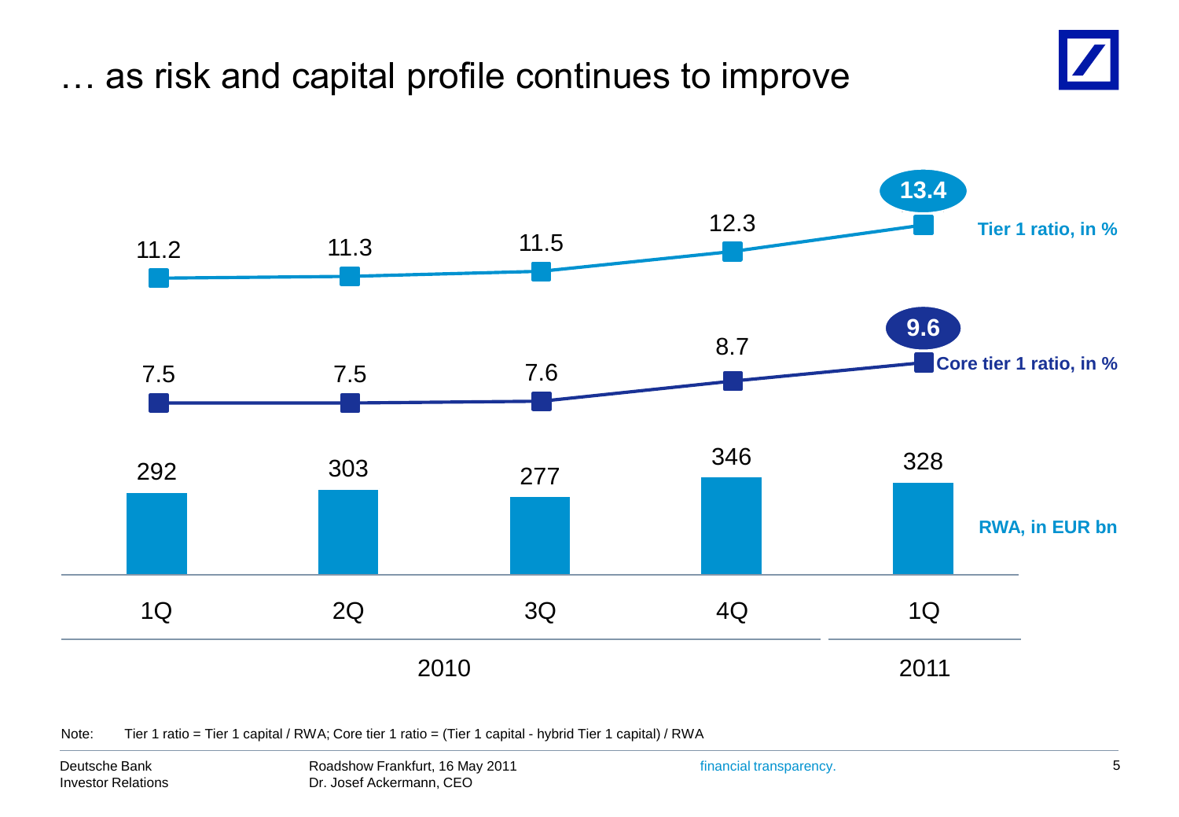# … as risk and capital profile continues to improve

| | 1Q 2010 | 2Q 2010 | 3Q 2010 | 4Q 2010 | 1Q 2011 |
|---|---|---|---|---|---|
| Tier 1 ratio, in % | 11.2 | 11.3 | 11.5 | 12.3 | **13.4** |
| Core tier 1 ratio, in % | 7.5 | 7.5 | 7.6 | 8.7 | **9.6** |
| RWA, in EUR bn | 292 | 303 | 277 | 346 | 328 |

Note: Tier 1 ratio = Tier 1 capital / RWA; Core tier 1 ratio = (Tier 1 capital - hybrid Tier 1 capital) / RWA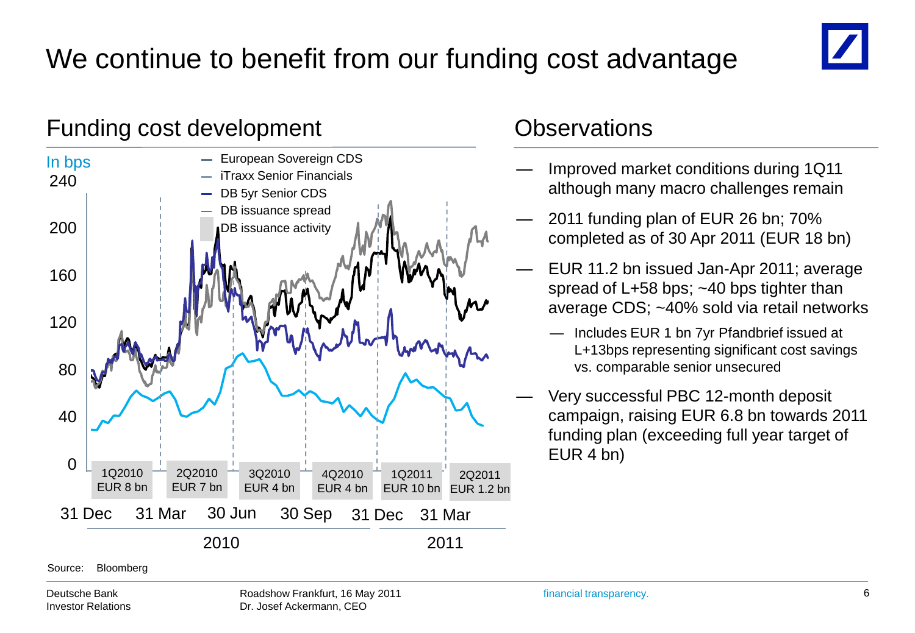# We continue to benefit from our funding cost advantage

## Funding cost development

In bps

- European Sovereign CDS
- iTraxx Senior Financials
- DB 5yr Senior CDS
- DB issuance spread
- DB issuance activity

| 1Q2010 | 2Q2010 | 3Q2010 | 4Q2010 | 1Q2011 | 2Q2011 |
|---|---|---|---|---|---|
| EUR 8 bn | EUR 7 bn | EUR 4 bn | EUR 4 bn | EUR 10 bn | EUR 1.2 bn |

31 Dec, 31 Mar, 30 Jun, 30 Sep (2010); 31 Dec, 31 Mar (2011)

Source: Bloomberg

## Observations

- Improved market conditions during 1Q11 although many macro challenges remain
- 2011 funding plan of EUR 26 bn; 70% completed as of 30 Apr 2011 (EUR 18 bn)
- EUR 11.2 bn issued Jan-Apr 2011; average spread of L+58 bps; ~40 bps tighter than average CDS; ~40% sold via retail networks
  - Includes EUR 1 bn 7yr Pfandbrief issued at L+13bps representing significant cost savings vs. comparable senior unsecured
- Very successful PBC 12-month deposit campaign, raising EUR 6.8 bn towards 2011 funding plan (exceeding full year target of EUR 4 bn)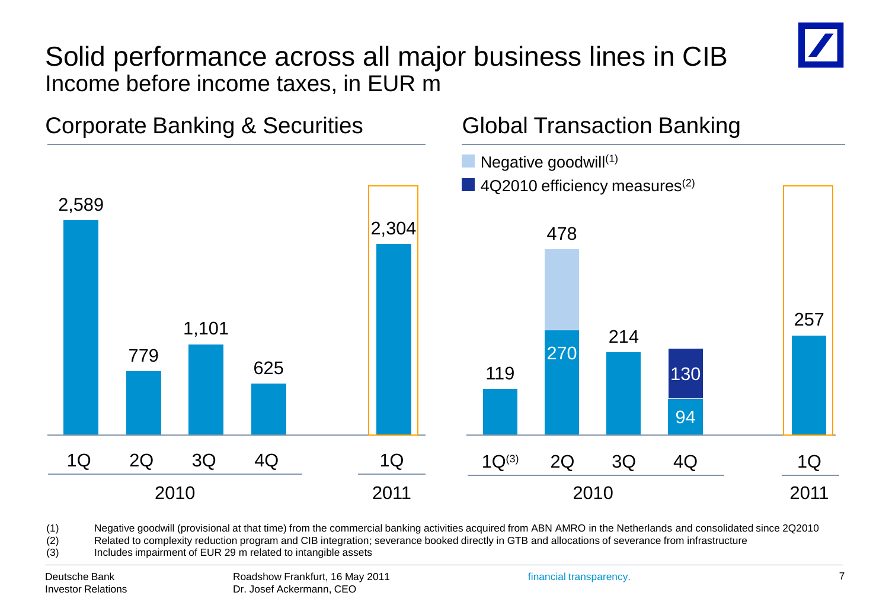# Solid performance across all major business lines in CIB

Income before income taxes, in EUR m

## Corporate Banking & Securities

| | 1Q 2010 | 2Q 2010 | 3Q 2010 | 4Q 2010 | 1Q 2011 |
|---|---|---|---|---|---|
| Income before income taxes | 2,589 | 779 | 1,101 | 625 | 2,304 |

## Global Transaction Banking

| | 1Q 2010[3] | 2Q 2010 | 3Q 2010 | 4Q 2010 | 1Q 2011 |
|---|---|---|---|---|---|
| Total | 119 | 478 | 214 | | 257 |
| thereof Negative goodwill[1] | | | | | |
| thereof 4Q2010 efficiency measures[2] | | | | 130 | |
| excl. Negative goodwill / 4Q2010 efficiency measures | 119 | 270 | 214 | 94 | 257 |

(1) Negative goodwill (provisional at that time) from the commercial banking activities acquired from ABN AMRO in the Netherlands and consolidated since 2Q2010

(2) Related to complexity reduction program and CIB integration; severance booked directly in GTB and allocations of severance from infrastructure

(3) Includes impairment of EUR 29 m related to intangible assets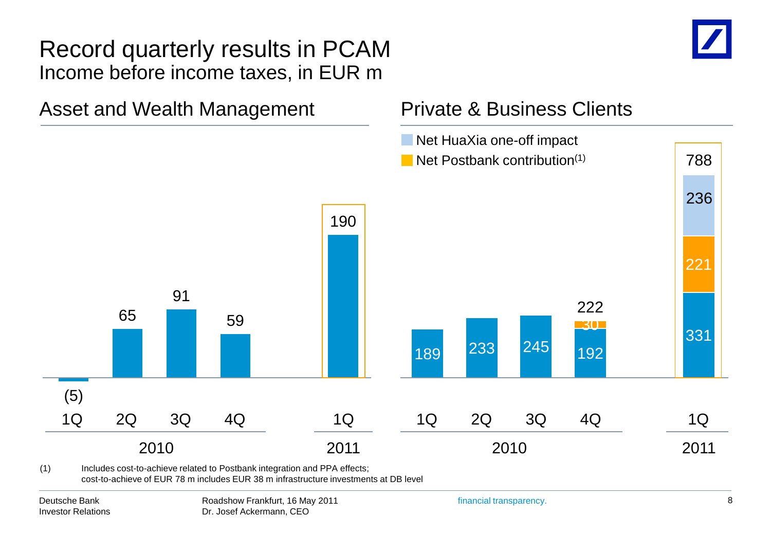# Record quarterly results in PCAM

Income before income taxes, in EUR m

## Asset and Wealth Management

| | 1Q 2010 | 2Q 2010 | 3Q 2010 | 4Q 2010 | 1Q 2011 |
|---|---|---|---|---|---|
| Income before income taxes | (5) | 65 | 91 | 59 | 190 |

## Private & Business Clients

| | 1Q 2010 | 2Q 2010 | 3Q 2010 | 4Q 2010 | 1Q 2011 |
|---|---|---|---|---|---|
| Base | 189 | 233 | 245 | 192 | 331 |
| Net Postbank contribution(1) | | | | 30 | 221 |
| Net HuaXia one-off impact | | | | | 236 |
| Total | 189 | 233 | 245 | 222 | 788 |

(1) Includes cost-to-achieve related to Postbank integration and PPA effects; cost-to-achieve of EUR 78 m includes EUR 38 m infrastructure investments at DB level

Deutsche Bank Investor Relations

Roadshow Frankfurt, 16 May 2011
Dr. Josef Ackermann, CEO

financial transparency.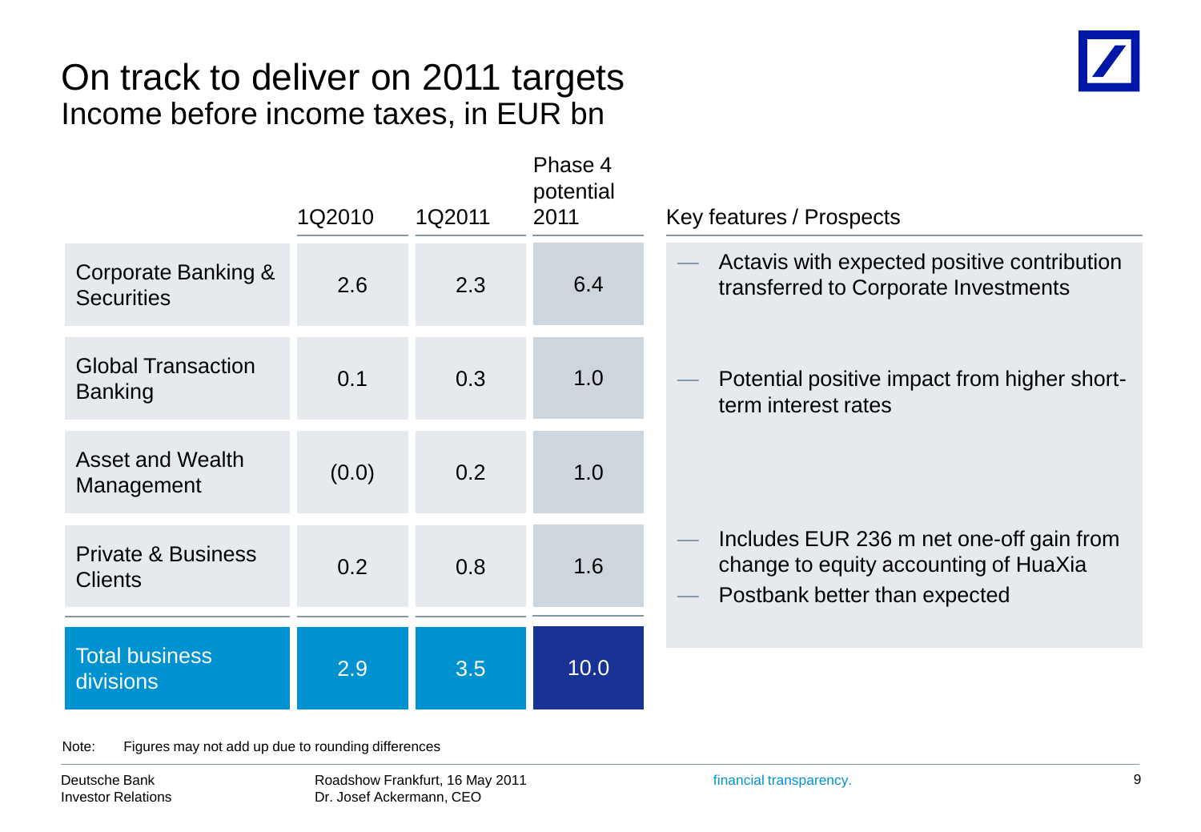# On track to deliver on 2011 targets

## Income before income taxes, in EUR bn

| | 1Q2010 | 1Q2011 | Phase 4 potential 2011 | Key features / Prospects |
|---|---|---|---|---|
| Corporate Banking & Securities | 2.6 | 2.3 | 6.4 | — Actavis with expected positive contribution transferred to Corporate Investments |
| Global Transaction Banking | 0.1 | 0.3 | 1.0 | — Potential positive impact from higher short-term interest rates |
| Asset and Wealth Management | (0.0) | 0.2 | 1.0 | |
| Private & Business Clients | 0.2 | 0.8 | 1.6 | — Includes EUR 236 m net one-off gain from change to equity accounting of HuaXia<br>— Postbank better than expected |
| **Total business divisions** | **2.9** | **3.5** | **10.0** | |

Note: Figures may not add up due to rounding differences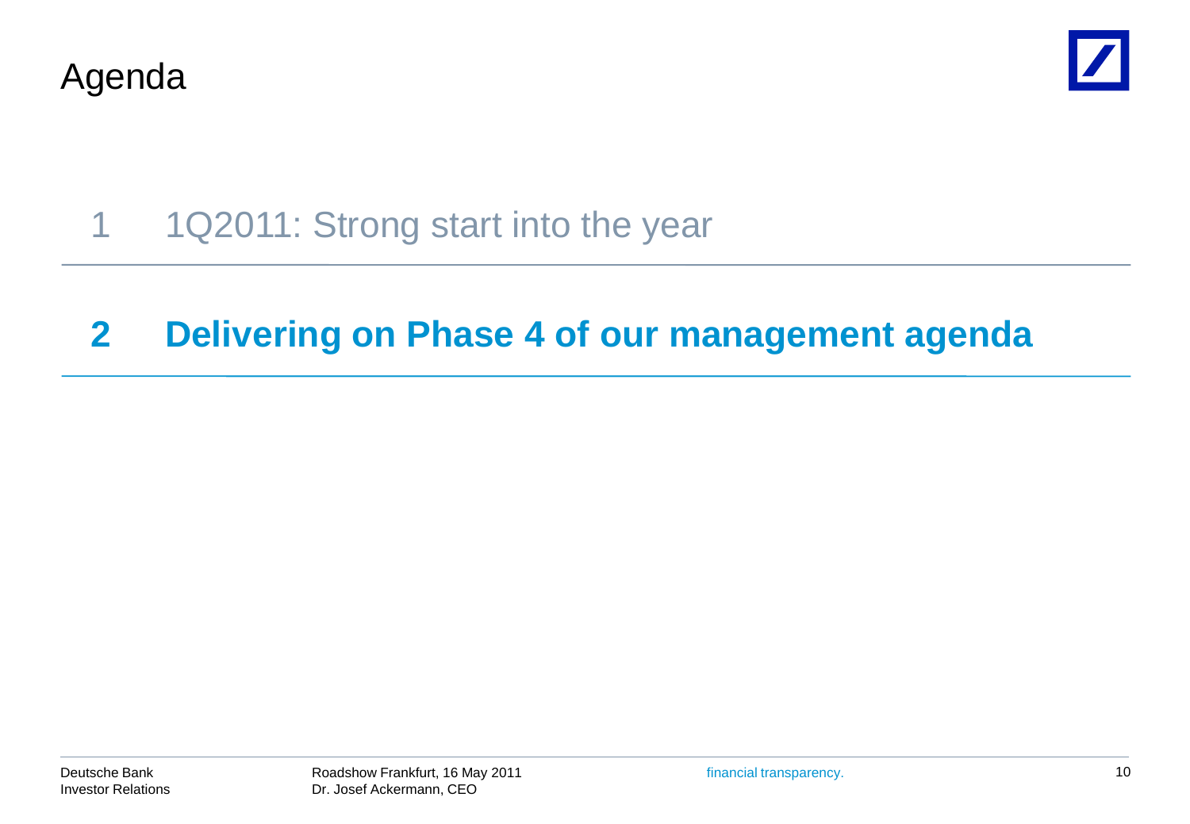# Agenda

1 1Q2011: Strong start into the year

**2 Delivering on Phase 4 of our management agenda**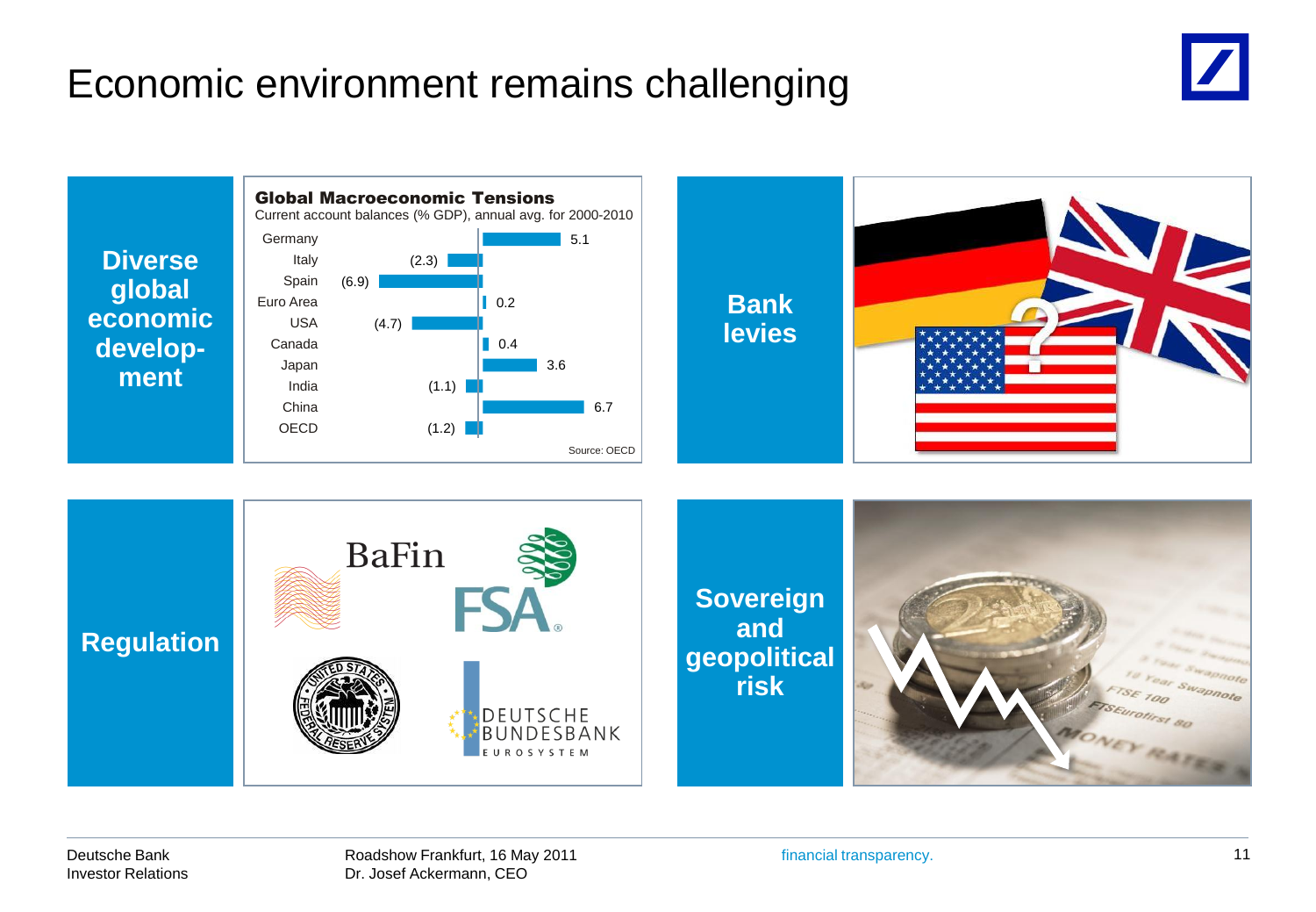# Economic environment remains challenging

**Diverse global economic develop-ment**

**Global Macroeconomic Tensions**

Current account balances (% GDP), annual avg. for 2000-2010

| Country | Value |
|---|---|
| Germany | 5.1 |
| Italy | (2.3) |
| Spain | (6.9) |
| Euro Area | 0.2 |
| USA | (4.7) |
| Canada | 0.4 |
| Japan | 3.6 |
| India | (1.1) |
| China | 6.7 |
| OECD | (1.2) |

Source: OECD

**Bank levies**

**Regulation**

BaFin

FSA

DEUTSCHE BUNDESBANK EUROSYSTEM

**Sovereign and geopolitical risk**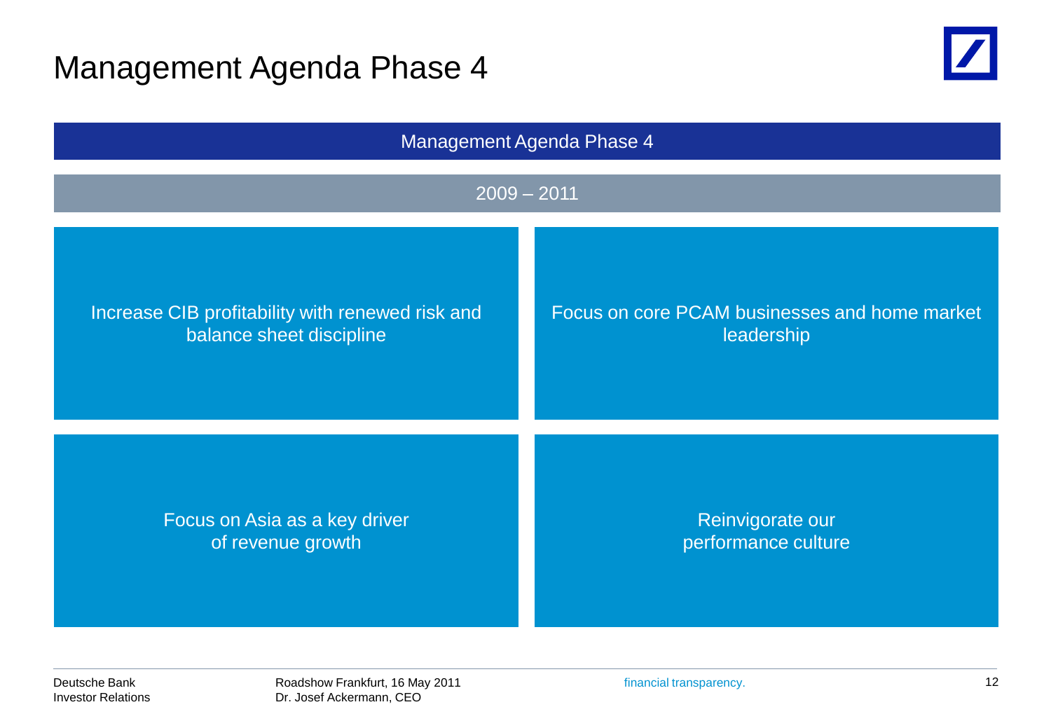# Management Agenda Phase 4

## Management Agenda Phase 4

**2009 – 2011**

- Increase CIB profitability with renewed risk and balance sheet discipline
- Focus on core PCAM businesses and home market leadership
- Focus on Asia as a key driver of revenue growth
- Reinvigorate our performance culture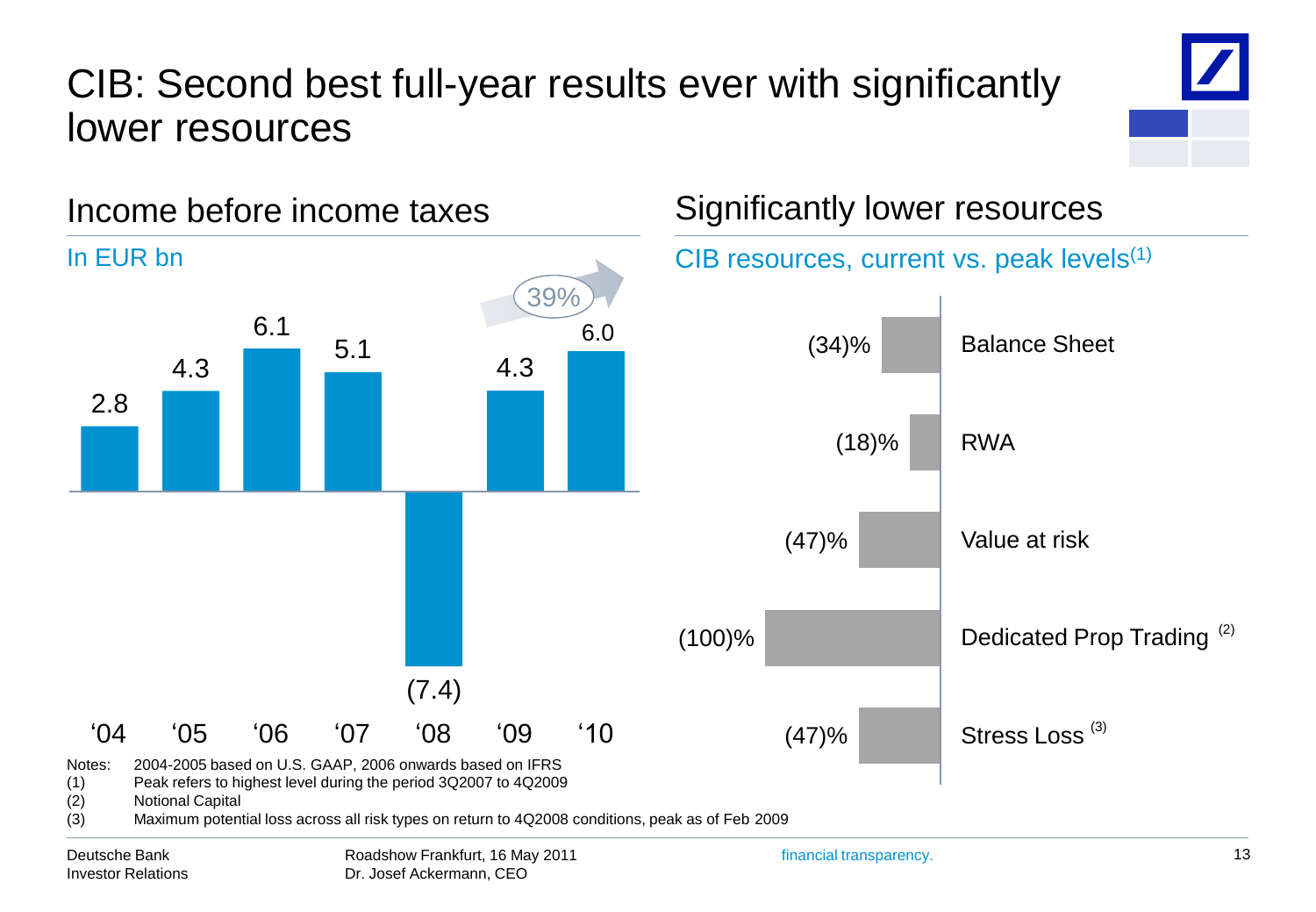# CIB: Second best full-year results ever with significantly lower resources

## Income before income taxes

In EUR bn

| '04 | '05 | '06 | '07 | '08 | '09 | '10 |
|---|---|---|---|---|---|---|
| 2.8 | 4.3 | 6.1 | 5.1 | (7.4) | 4.3 | 6.0 |

39%

## Significantly lower resources

CIB resources, current vs. peak levels[1]

| Resource | Change |
|---|---|
| Balance Sheet | (34)% |
| RWA | (18)% |
| Value at risk | (47)% |
| Dedicated Prop Trading[2] | (100)% |
| Stress Loss[3] | (47)% |

Notes: 2004-2005 based on U.S. GAAP, 2006 onwards based on IFRS
(1) Peak refers to highest level during the period 3Q2007 to 4Q2009
(2) Notional Capital
(3) Maximum potential loss across all risk types on return to 4Q2008 conditions, peak as of Feb 2009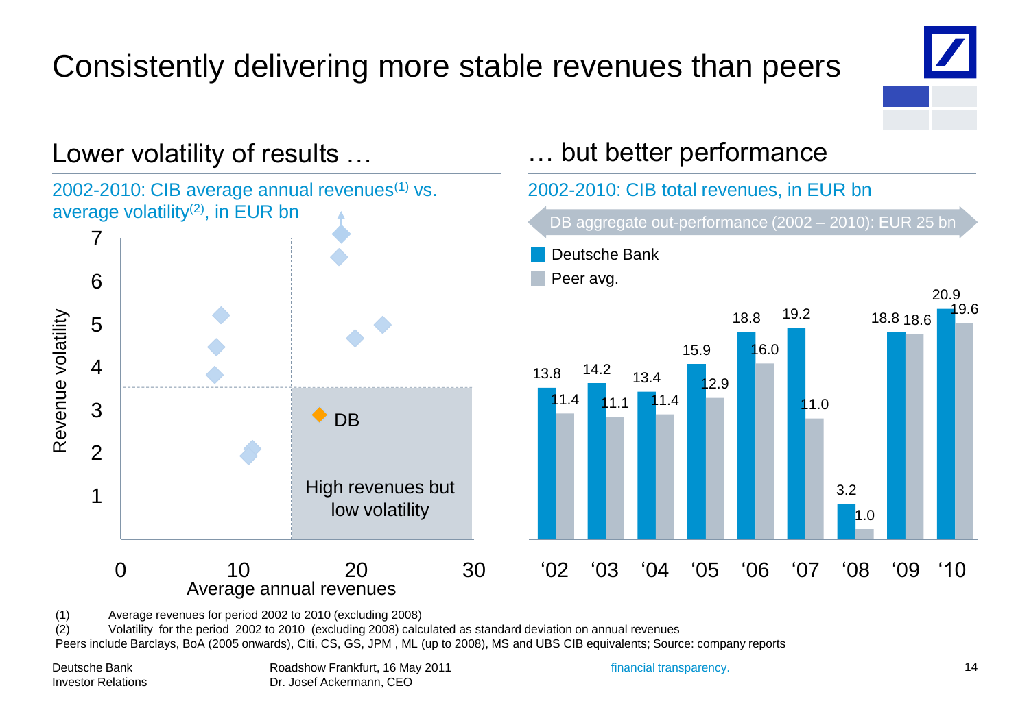# Consistently delivering more stable revenues than peers

## Lower volatility of results …

2002-2010: CIB average annual revenues[1] vs. average volatility[2], in EUR bn

Revenue volatility (y-axis: 1–7); Average annual revenues (x-axis: 0–30)

DB

High revenues but low volatility

## … but better performance

2002-2010: CIB total revenues, in EUR bn

DB aggregate out-performance (2002 – 2010): EUR 25 bn

| | '02 | '03 | '04 | '05 | '06 | '07 | '08 | '09 | '10 |
|---|---|---|---|---|---|---|---|---|---|
| Deutsche Bank | 13.8 | 14.2 | 13.4 | 15.9 | 18.8 | 19.2 | 3.2 | 18.8 | 20.9 |
| Peer avg. | 11.4 | 11.1 | 11.4 | 12.9 | 16.0 | 11.0 | 1.0 | 18.6 | 19.6 |

(1) Average revenues for period 2002 to 2010 (excluding 2008)
(2) Volatility for the period 2002 to 2010 (excluding 2008) calculated as standard deviation on annual revenues

Peers include Barclays, BoA (2005 onwards), Citi, CS, GS, JPM , ML (up to 2008), MS and UBS CIB equivalents; Source: company reports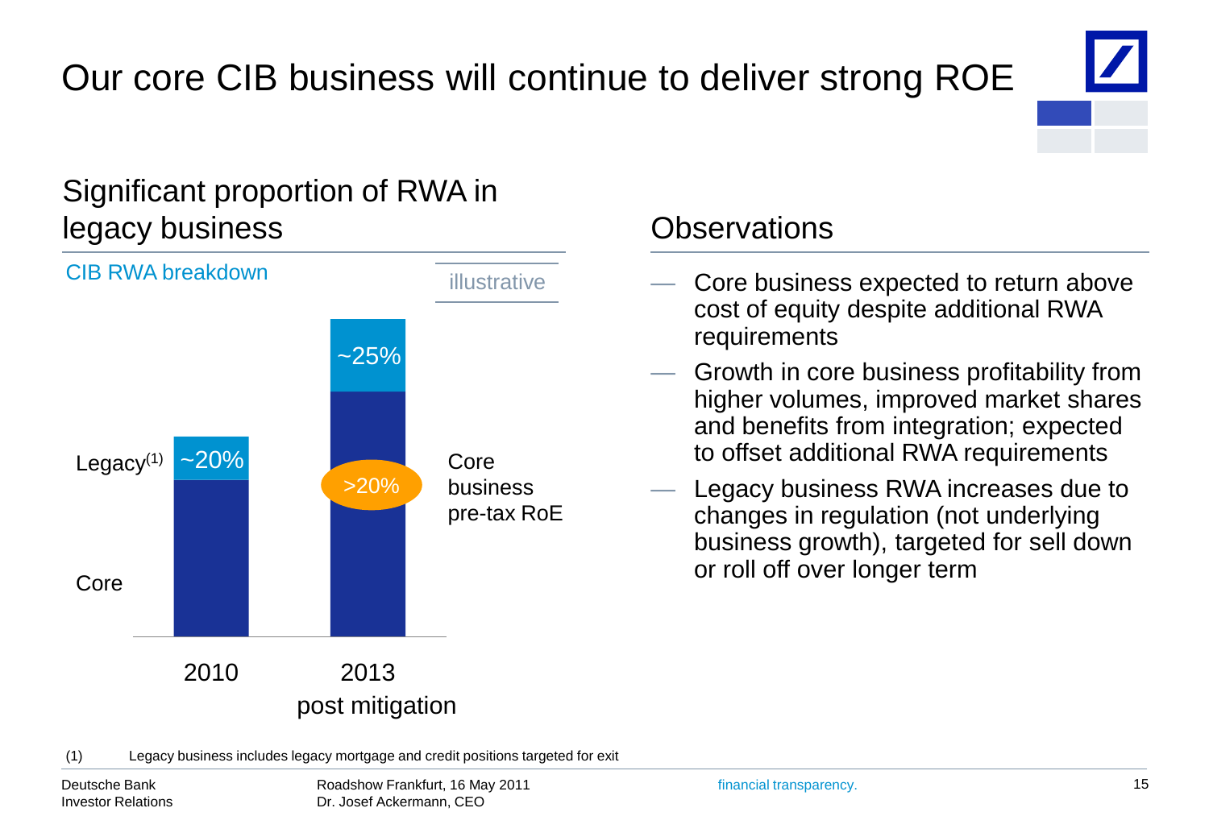# Our core CIB business will continue to deliver strong ROE

## Significant proportion of RWA in legacy business

CIB RWA breakdown

illustrative

| | 2010 | 2013 post mitigation |
|---|---|---|
| Legacy[(1)] | ~20% | ~25% |
| Core | | |

Core business pre-tax RoE: >20%

## Observations

- Core business expected to return above cost of equity despite additional RWA requirements
- Growth in core business profitability from higher volumes, improved market shares and benefits from integration; expected to offset additional RWA requirements
- Legacy business RWA increases due to changes in regulation (not underlying business growth), targeted for sell down or roll off over longer term

(1) Legacy business includes legacy mortgage and credit positions targeted for exit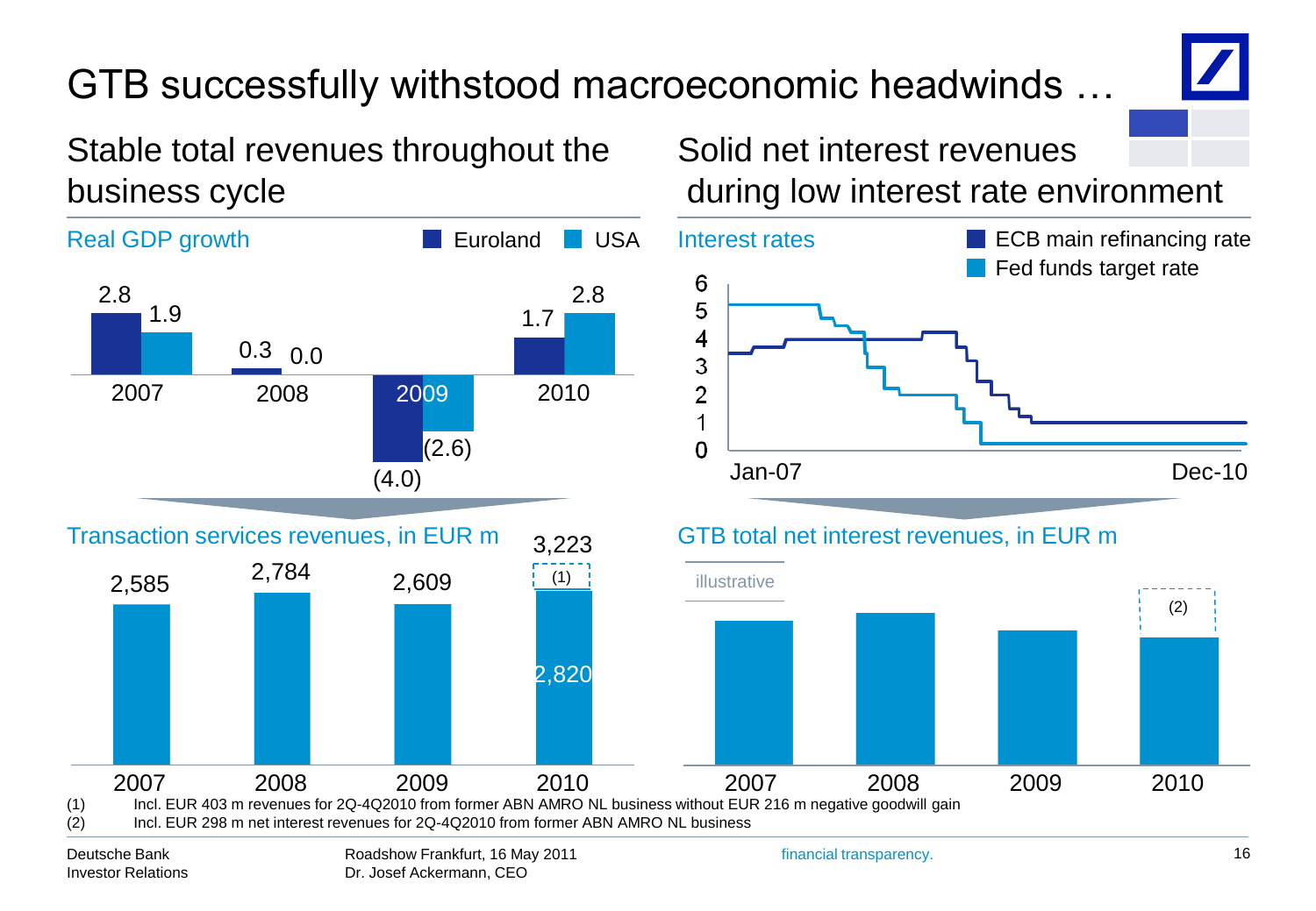# GTB successfully withstood macroeconomic headwinds …

## Stable total revenues throughout the business cycle

**Real GDP growth**

| | Euroland | USA |
|---|---|---|
| 2007 | 2.8 | 1.9 |
| 2008 | 0.3 | 0.0 |
| 2009 | (4.0) | (2.6) |
| 2010 | 1.7 | 2.8 |

**Transaction services revenues, in EUR m**

| 2007 | 2008 | 2009 | 2010 |
|---|---|---|---|
| 2,585 | 2,784 | 2,609 | 3,223 (2,820 + (1)) |

## Solid net interest revenues during low interest rate environment

**Interest rates**

ECB main refinancing rate; Fed funds target rate (Jan-07 to Dec-10)

**GTB total net interest revenues, in EUR m**

illustrative

2007, 2008, 2009, 2010 (2)

(1) Incl. EUR 403 m revenues for 2Q-4Q2010 from former ABN AMRO NL business without EUR 216 m negative goodwill gain

(2) Incl. EUR 298 m net interest revenues for 2Q-4Q2010 from former ABN AMRO NL business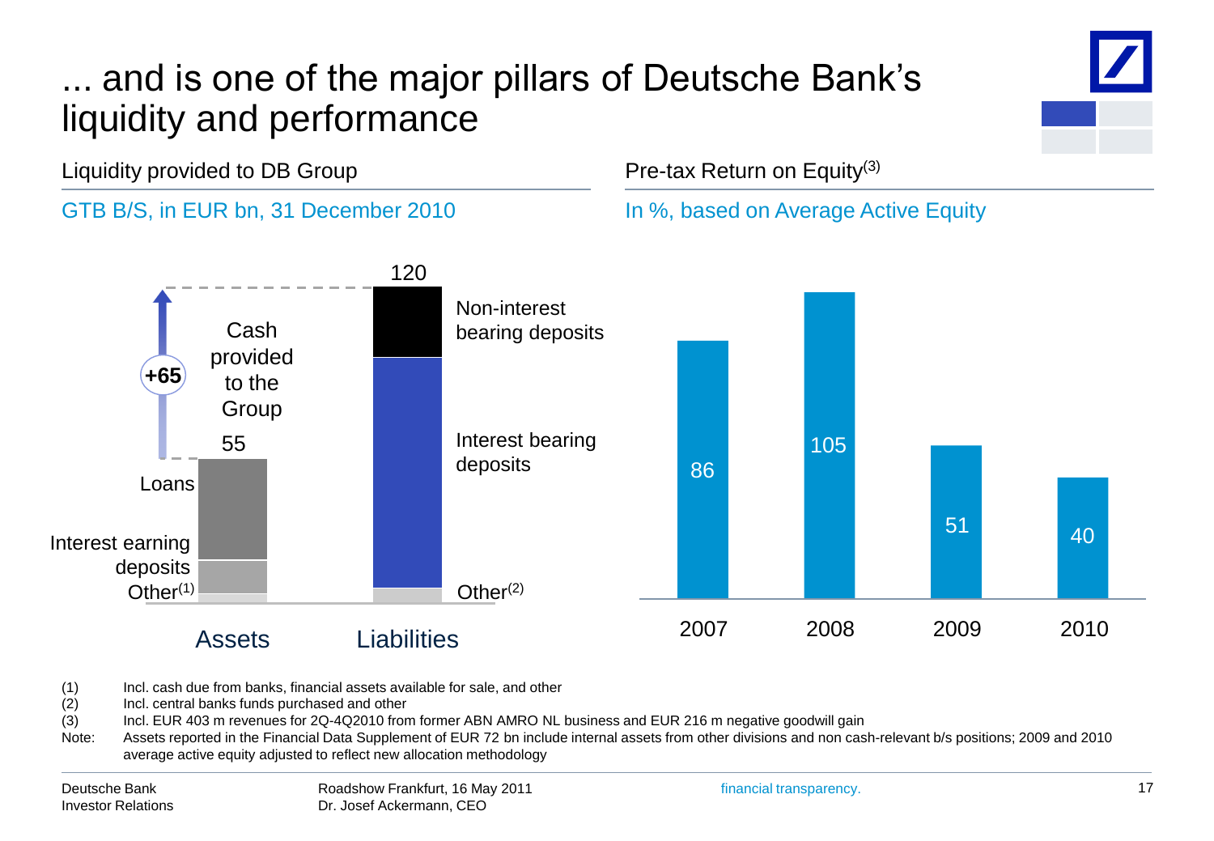# ... and is one of the major pillars of Deutsche Bank's liquidity and performance

## Liquidity provided to DB Group

GTB B/S, in EUR bn, 31 December 2010

| | Assets | Liabilities |
|---|---|---|
| Total | 55 | 120 |
| Components | Loans, Interest earning deposits, Other[1] | Non-interest bearing deposits, Interest bearing deposits, Other[2] |

Cash provided to the Group: +65

## Pre-tax Return on Equity[3]

In %, based on Average Active Equity

| 2007 | 2008 | 2009 | 2010 |
|---|---|---|---|
| 86 | 105 | 51 | 40 |

(1) Incl. cash due from banks, financial assets available for sale, and other

(2) Incl. central banks funds purchased and other

(3) Incl. EUR 403 m revenues for 2Q-4Q2010 from former ABN AMRO NL business and EUR 216 m negative goodwill gain

Note: Assets reported in the Financial Data Supplement of EUR 72 bn include internal assets from other divisions and non cash-relevant b/s positions; 2009 and 2010 average active equity adjusted to reflect new allocation methodology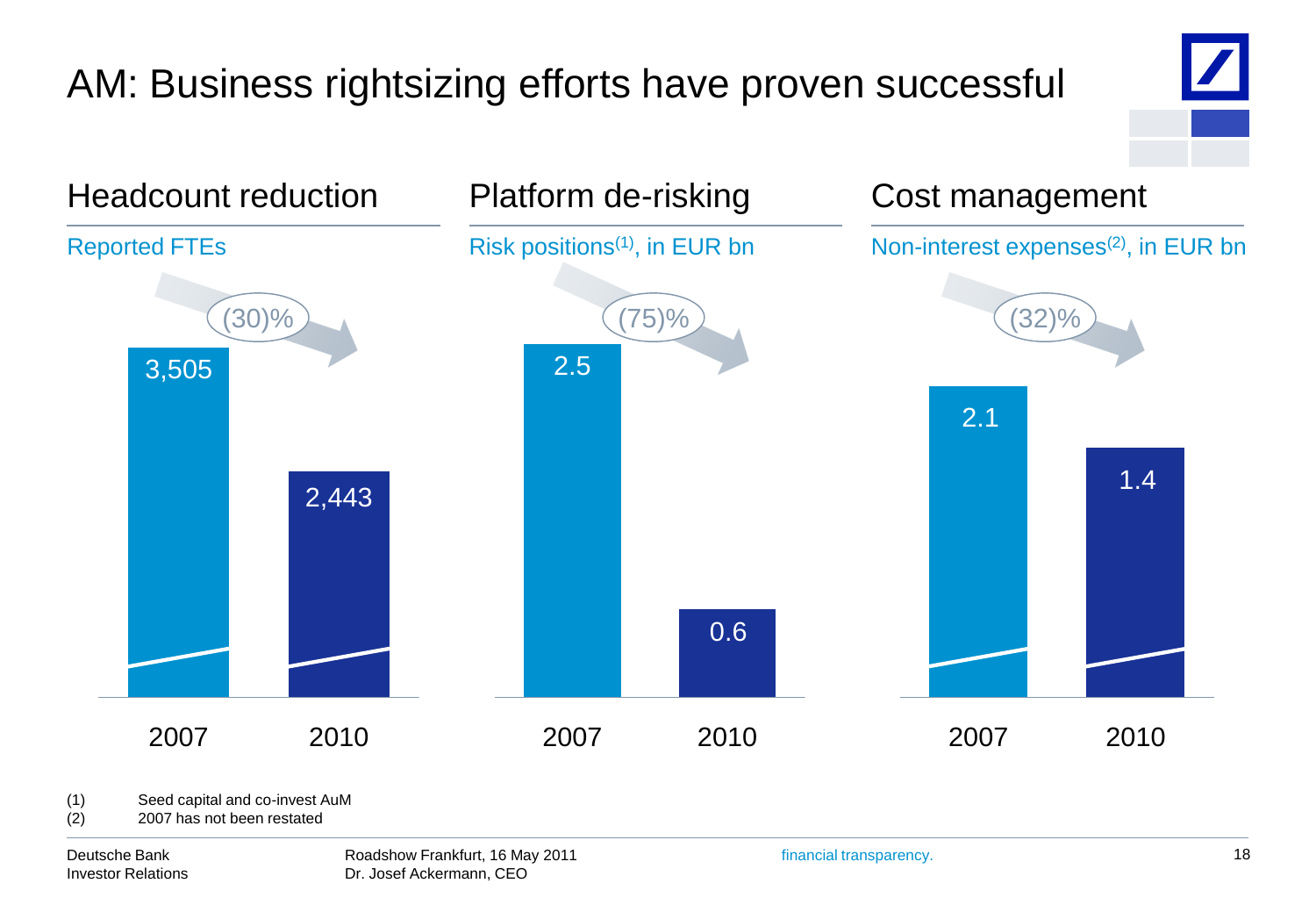# AM: Business rightsizing efforts have proven successful

## Headcount reduction

Reported FTEs

| | 2007 | 2010 |
|---|---|---|
| Reported FTEs | 3,505 | 2,443 |

(30)%

## Platform de-risking

Risk positions[(1)], in EUR bn

| | 2007 | 2010 |
|---|---|---|
| Risk positions | 2.5 | 0.6 |

(75)%

## Cost management

Non-interest expenses[(2)], in EUR bn

| | 2007 | 2010 |
|---|---|---|
| Non-interest expenses | 2.1 | 1.4 |

(32)%

(1) Seed capital and co-invest AuM
(2) 2007 has not been restated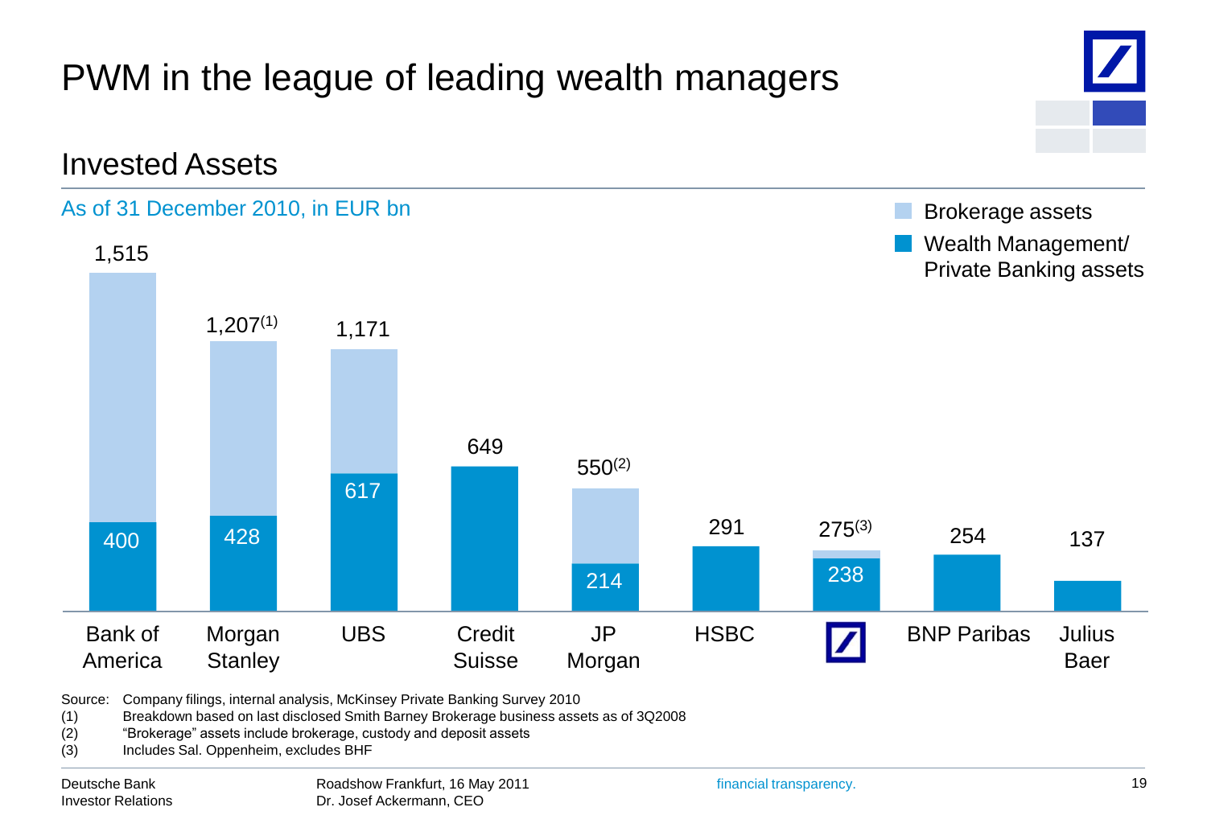# PWM in the league of leading wealth managers

## Invested Assets

As of 31 December 2010, in EUR bn

| | Total | Wealth Management/ Private Banking assets | Brokerage assets |
|---|---|---|---|
| Bank of America | 1,515 | 400 | |
| Morgan Stanley | 1,207[(1)] | 428 | |
| UBS | 1,171 | 617 | |
| Credit Suisse | 649 | | |
| JP Morgan | 550[(2)] | 214 | |
| HSBC | 291 | | |
| Deutsche Bank | 275[(3)] | 238 | |
| BNP Paribas | 254 | | |
| Julius Baer | 137 | | |

Source: Company filings, internal analysis, McKinsey Private Banking Survey 2010

(1) Breakdown based on last disclosed Smith Barney Brokerage business assets as of 3Q2008

(2) "Brokerage" assets include brokerage, custody and deposit assets

(3) Includes Sal. Oppenheim, excludes BHF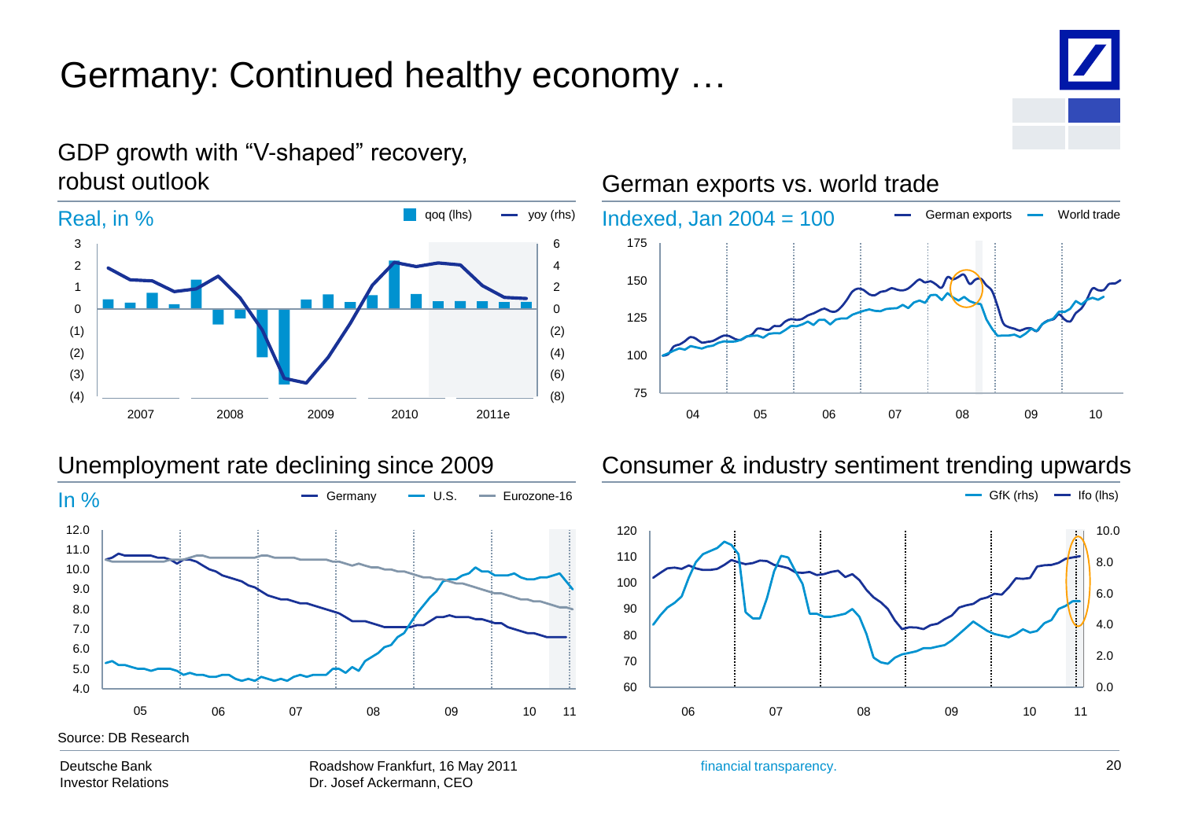# Germany: Continued healthy economy …

## GDP growth with "V-shaped" recovery, robust outlook

Real, in %

qoq (lhs) — yoy (rhs)

## German exports vs. world trade

Indexed, Jan 2004 = 100

German exports — World trade

## Unemployment rate declining since 2009

In %

Germany — U.S. — Eurozone-16

## Consumer & industry sentiment trending upwards

GfK (rhs) — Ifo (lhs)

Source: DB Research

Deutsche Bank
Investor Relations

Roadshow Frankfurt, 16 May 2011
Dr. Josef Ackermann, CEO

financial transparency.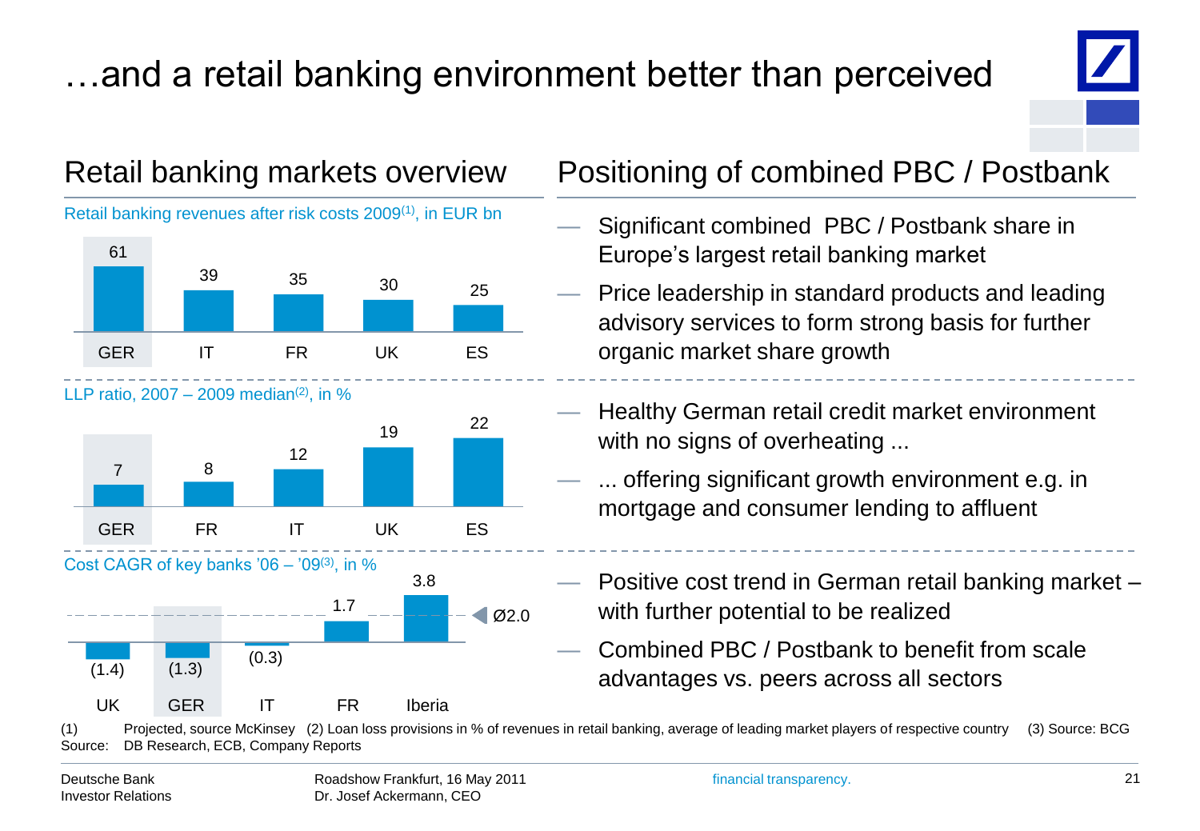# …and a retail banking environment better than perceived

## Retail banking markets overview

Retail banking revenues after risk costs 2009[1], in EUR bn

| GER | IT | FR | UK | ES |
|---|---|---|---|---|
| 61 | 39 | 35 | 30 | 25 |

LLP ratio, 2007 – 2009 median[2], in %

| GER | FR | IT | UK | ES |
|---|---|---|---|---|
| 7 | 8 | 12 | 19 | 22 |

Cost CAGR of key banks '06 – '09[3], in %

| UK | GER | IT | FR | Iberia |
|---|---|---|---|---|
| (1.4) | (1.3) | (0.3) | 1.7 | 3.8 |

Ø2.0

## Positioning of combined PBC / Postbank

- Significant combined PBC / Postbank share in Europe's largest retail banking market
- Price leadership in standard products and leading advisory services to form strong basis for further organic market share growth

---

- Healthy German retail credit market environment with no signs of overheating ...
- ... offering significant growth environment e.g. in mortgage and consumer lending to affluent

---

- Positive cost trend in German retail banking market – with further potential to be realized
- Combined PBC / Postbank to benefit from scale advantages vs. peers across all sectors

(1) Projected, source McKinsey (2) Loan loss provisions in % of revenues in retail banking, average of leading market players of respective country (3) Source: BCG

Source: DB Research, ECB, Company Reports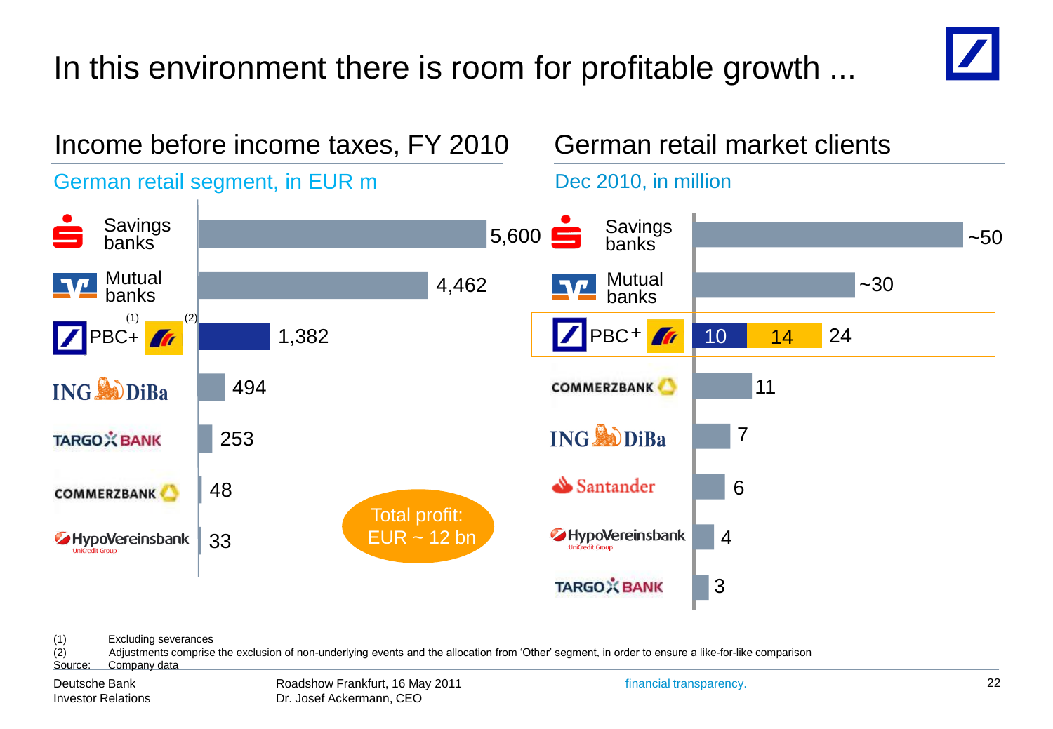# In this environment there is room for profitable growth ...

## Income before income taxes, FY 2010

German retail segment, in EUR m

| Bank | Income before income taxes |
|---|---|
| Savings banks | 5,600 |
| Mutual banks | 4,462 |
| PBC+ (1) (2) | 1,382 |
| ING DiBa | 494 |
| TARGOBANK | 253 |
| COMMERZBANK | 48 |
| HypoVereinsbank UniCredit Group | 33 |

Total profit: EUR ~ 12 bn

## German retail market clients

Dec 2010, in million

| Bank | Clients |
|---|---|
| Savings banks | ~50 |
| Mutual banks | ~30 |
| PBC+ | 10 + 14 = 24 |
| COMMERZBANK | 11 |
| ING DiBa | 7 |
| Santander | 6 |
| HypoVereinsbank UniCredit Group | 4 |
| TARGOBANK | 3 |

(1) Excluding severances
(2) Adjustments comprise the exclusion of non-underlying events and the allocation from 'Other' segment, in order to ensure a like-for-like comparison
Source: Company data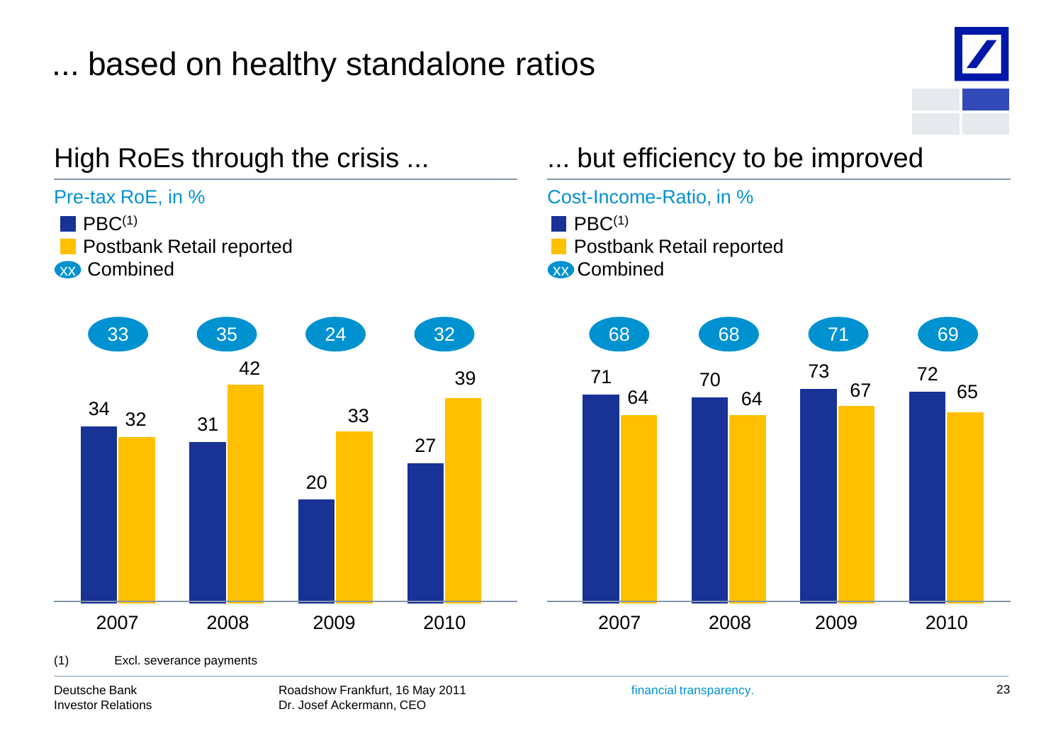# ... based on healthy standalone ratios

## High RoEs through the crisis ...

Pre-tax RoE, in %

| | 2007 | 2008 | 2009 | 2010 |
|---|---|---|---|---|
| PBC[1] | 34 | 31 | 20 | 27 |
| Postbank Retail reported | 32 | 42 | 33 | 39 |
| Combined | 33 | 35 | 24 | 32 |

## ... but efficiency to be improved

Cost-Income-Ratio, in %

| | 2007 | 2008 | 2009 | 2010 |
|---|---|---|---|---|
| PBC[1] | 71 | 70 | 73 | 72 |
| Postbank Retail reported | 64 | 64 | 67 | 65 |
| Combined | 68 | 68 | 71 | 69 |

(1) Excl. severance payments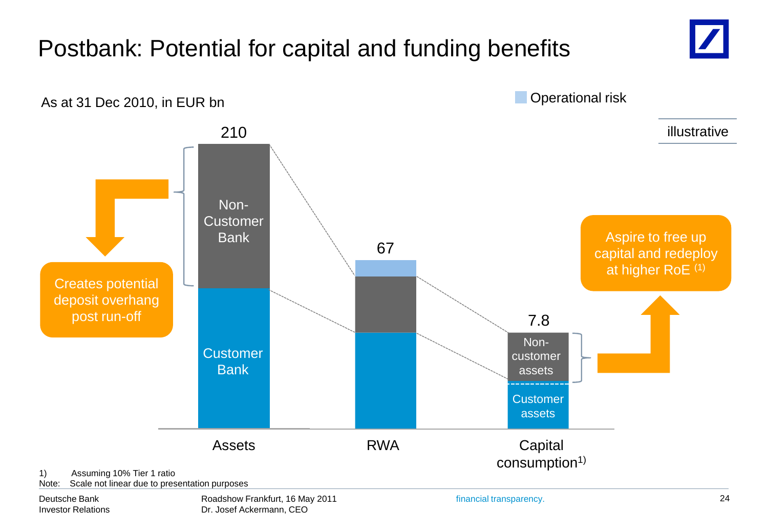# Postbank: Potential for capital and funding benefits

As at 31 Dec 2010, in EUR bn

Operational risk

illustrative

| | Assets | RWA | Capital consumption[1] |
|---|---|---|---|
| Total | 210 | 67 | 7.8 |
| Upper segment | Non-Customer Bank | | Non-customer assets |
| Lower segment | Customer Bank | | Customer assets |

Creates potential deposit overhang post run-off

Aspire to free up capital and redeploy at higher RoE [1]

1) Assuming 10% Tier 1 ratio

Note: Scale not linear due to presentation purposes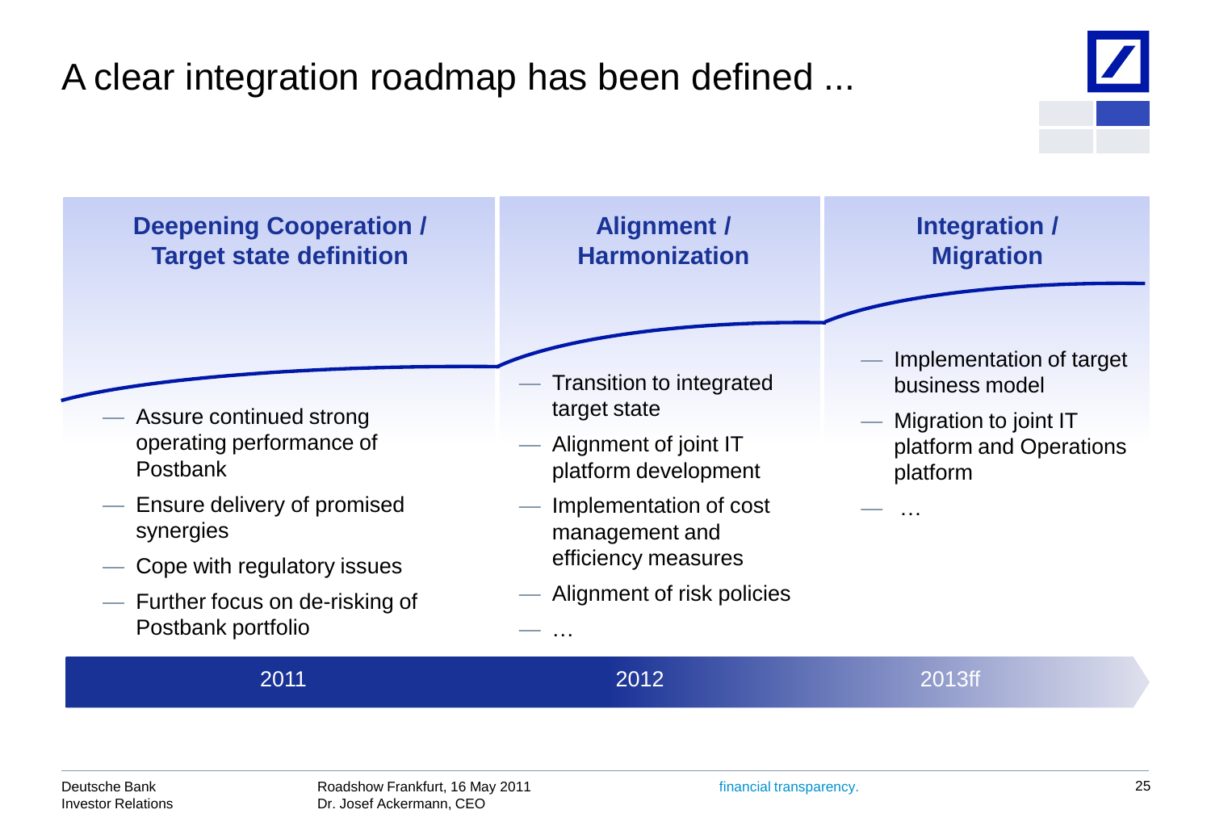# A clear integration roadmap has been defined ...

## Deepening Cooperation / Target state definition (2011)

- Assure continued strong operating performance of Postbank
- Ensure delivery of promised synergies
- Cope with regulatory issues
- Further focus on de-risking of Postbank portfolio

## Alignment / Harmonization (2012)

- Transition to integrated target state
- Alignment of joint IT platform development
- Implementation of cost management and efficiency measures
- Alignment of risk policies
- …

## Integration / Migration (2013ff)

- Implementation of target business model
- Migration to joint IT platform and Operations platform
- …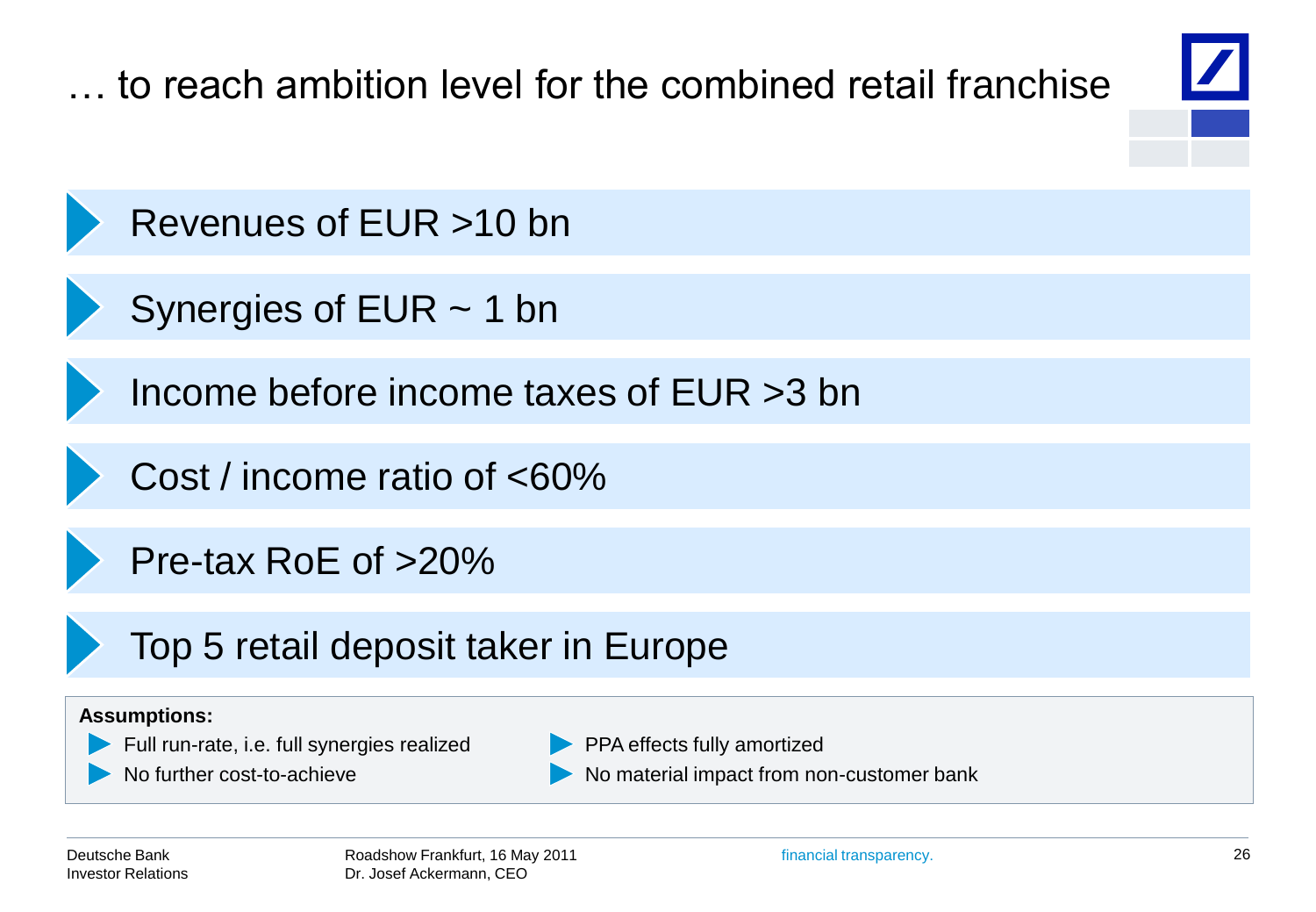# … to reach ambition level for the combined retail franchise

- Revenues of EUR >10 bn
- Synergies of EUR ~ 1 bn
- Income before income taxes of EUR >3 bn
- Cost / income ratio of <60%
- Pre-tax RoE of >20%
- Top 5 retail deposit taker in Europe

**Assumptions:**

- Full run-rate, i.e. full synergies realized
- No further cost-to-achieve
- PPA effects fully amortized
- No material impact from non-customer bank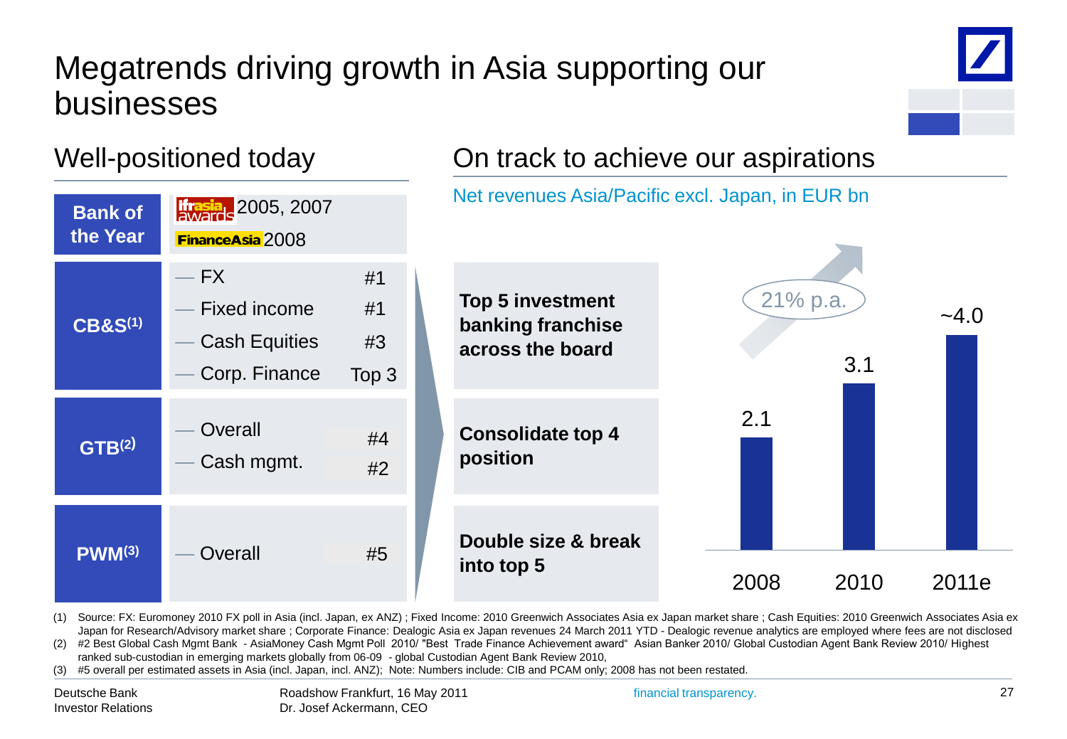# Megatrends driving growth in Asia supporting our businesses

## Well-positioned today

| | | |
|---|---|---|
| **Bank of the Year** | IFR Asia awards 2005, 2007; FinanceAsia 2008 | |
| **CB&S(1)** | — FX | #1 |
| | — Fixed income | #1 |
| | — Cash Equities | #3 |
| | — Corp. Finance | Top 3 |
| **GTB(2)** | — Overall | #4 |
| | — Cash mgmt. | #2 |
| **PWM(3)** | — Overall | #5 |

## On track to achieve our aspirations

- **Top 5 investment banking franchise across the board**
- **Consolidate top 4 position**
- **Double size & break into top 5**

Net revenues Asia/Pacific excl. Japan, in EUR bn

| 2008 | 2010 | 2011e |
|---|---|---|
| 2.1 | 3.1 | ~4.0 |

21% p.a.

(1) Source: FX: Euromoney 2010 FX poll in Asia (incl. Japan, ex ANZ) ; Fixed Income: 2010 Greenwich Associates Asia ex Japan market share ; Cash Equities: 2010 Greenwich Associates Asia ex Japan for Research/Advisory market share ; Corporate Finance: Dealogic Asia ex Japan revenues 24 March 2011 YTD - Dealogic revenue analytics are employed where fees are not disclosed
(2) #2 Best Global Cash Mgmt Bank - AsiaMoney Cash Mgmt Poll 2010/ "Best Trade Finance Achievement award" Asian Banker 2010/ Global Custodian Agent Bank Review 2010/ Highest ranked sub-custodian in emerging markets globally from 06-09 - global Custodian Agent Bank Review 2010,
(3) #5 overall per estimated assets in Asia (incl. Japan, incl. ANZ); Note: Numbers include: CIB and PCAM only; 2008 has not been restated.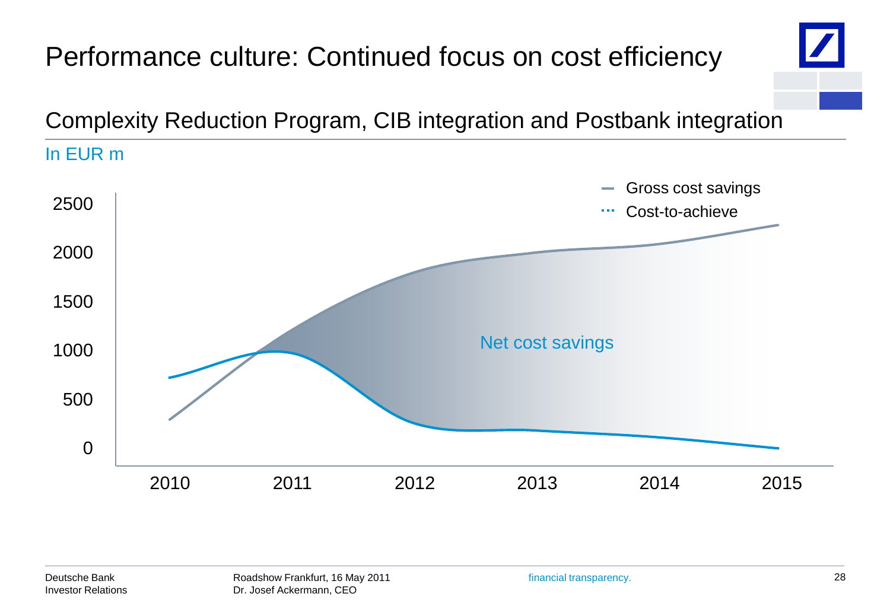# Performance culture: Continued focus on cost efficiency

## Complexity Reduction Program, CIB integration and Postbank integration

In EUR m

- Gross cost savings
- Cost-to-achieve

2500

2000

1500

1000

500

0

Net cost savings

2010 2011 2012 2013 2014 2015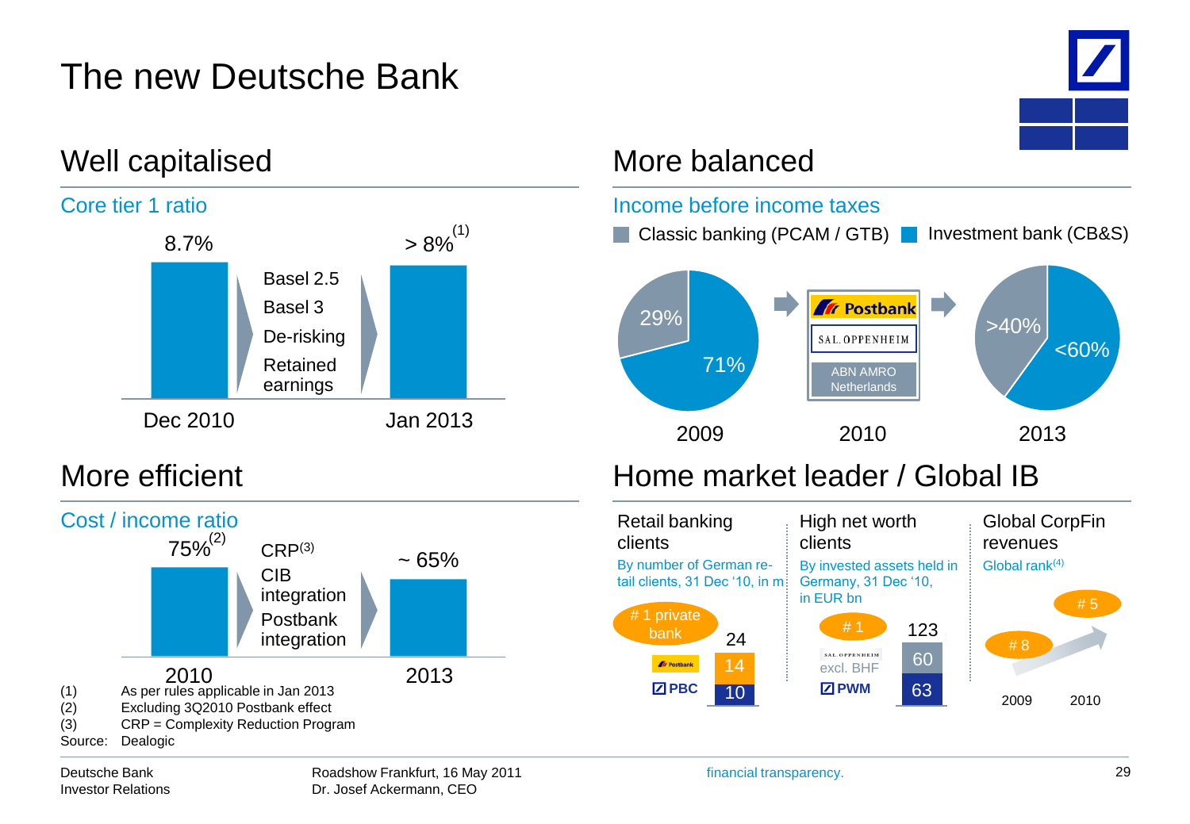# The new Deutsche Bank

## Well capitalised

### Core tier 1 ratio

| Dec 2010 | | Jan 2013 |
|---|---|---|
| 8.7% | Basel 2.5<br>Basel 3<br>De-risking<br>Retained earnings | > 8%[1] |

## More balanced

### Income before income taxes

Classic banking (PCAM / GTB) | Investment bank (CB&S)

| | 2009 | 2010 | 2013 |
|---|---|---|---|
| Classic banking (PCAM / GTB) | 29% | Postbank<br>SAL. OPPENHEIM<br>ABN AMRO Netherlands | >40% |
| Investment bank (CB&S) | 71% | | <60% |

## More efficient

### Cost / income ratio

| 2010 | | 2013 |
|---|---|---|
| 75%[2] | CRP[3]<br>CIB integration<br>Postbank integration | ~ 65% |

## Home market leader / Global IB

**Retail banking clients**

By number of German retail clients, 31 Dec '10, in m

# 1 private bank

| | |
|---|---|
| Postbank | 14 |
| PBC | 10 |
| Total | 24 |

**High net worth clients**

By invested assets held in Germany, 31 Dec '10, in EUR bn

# 1

| | |
|---|---|
| SAL. OPPENHEIM excl. BHF | 60 |
| PWM | 63 |
| Total | 123 |

**Global CorpFin revenues**

Global rank[4]

| 2009 | 2010 |
|---|---|
| # 8 | # 5 |

(1) As per rules applicable in Jan 2013
(2) Excluding 3Q2010 Postbank effect
(3) CRP = Complexity Reduction Program
Source: Dealogic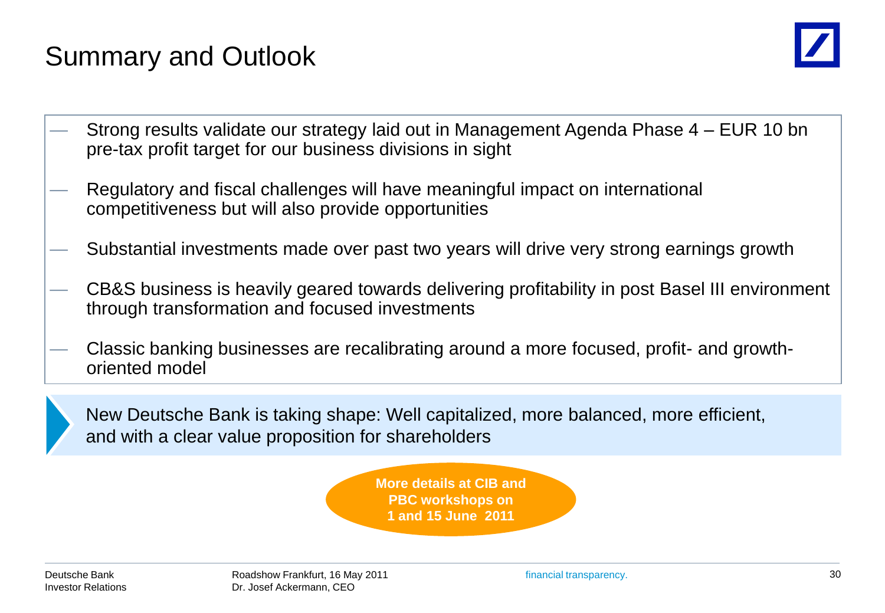# Summary and Outlook

- Strong results validate our strategy laid out in Management Agenda Phase 4 – EUR 10 bn pre-tax profit target for our business divisions in sight
- Regulatory and fiscal challenges will have meaningful impact on international competitiveness but will also provide opportunities
- Substantial investments made over past two years will drive very strong earnings growth
- CB&S business is heavily geared towards delivering profitability in post Basel III environment through transformation and focused investments
- Classic banking businesses are recalibrating around a more focused, profit- and growth-oriented model

New Deutsche Bank is taking shape: Well capitalized, more balanced, more efficient, and with a clear value proposition for shareholders

**More details at CIB and PBC workshops on 1 and 15 June 2011**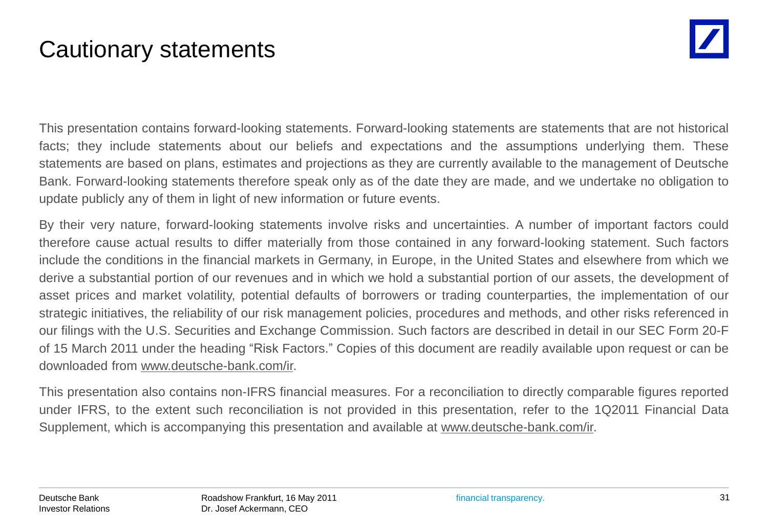# Cautionary statements

This presentation contains forward-looking statements. Forward-looking statements are statements that are not historical facts; they include statements about our beliefs and expectations and the assumptions underlying them. These statements are based on plans, estimates and projections as they are currently available to the management of Deutsche Bank. Forward-looking statements therefore speak only as of the date they are made, and we undertake no obligation to update publicly any of them in light of new information or future events.

By their very nature, forward-looking statements involve risks and uncertainties. A number of important factors could therefore cause actual results to differ materially from those contained in any forward-looking statement. Such factors include the conditions in the financial markets in Germany, in Europe, in the United States and elsewhere from which we derive a substantial portion of our revenues and in which we hold a substantial portion of our assets, the development of asset prices and market volatility, potential defaults of borrowers or trading counterparties, the implementation of our strategic initiatives, the reliability of our risk management policies, procedures and methods, and other risks referenced in our filings with the U.S. Securities and Exchange Commission. Such factors are described in detail in our SEC Form 20-F of 15 March 2011 under the heading "Risk Factors." Copies of this document are readily available upon request or can be downloaded from www.deutsche-bank.com/ir.

This presentation also contains non-IFRS financial measures. For a reconciliation to directly comparable figures reported under IFRS, to the extent such reconciliation is not provided in this presentation, refer to the 1Q2011 Financial Data Supplement, which is accompanying this presentation and available at www.deutsche-bank.com/ir.